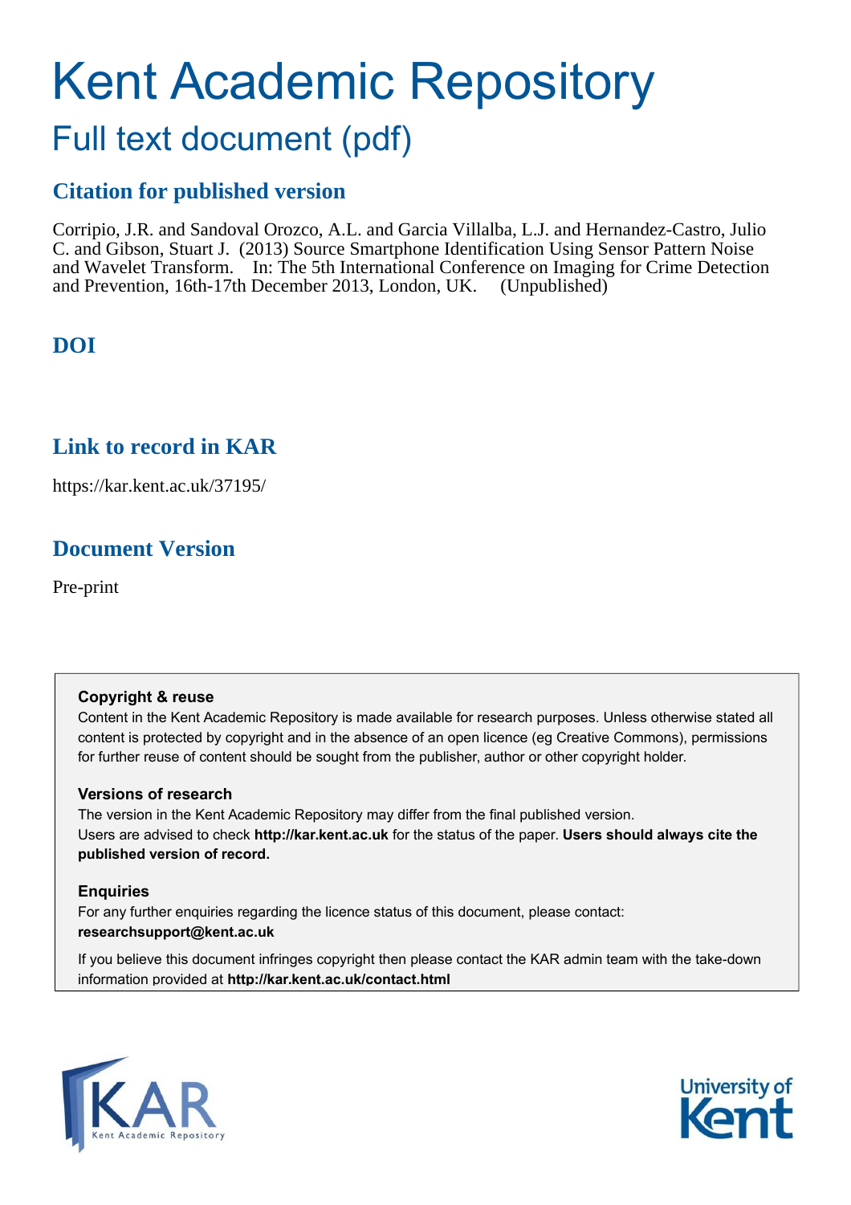# Kent Academic Repository

## Full text document (pdf)

## Citation for published version

Corripio, J.R. and Sandoval Orozco, A.L. and Garcia Villalba, L.J. and Hernandez-Castro, Julio C. and Gibson, Stuart J. (2013) Source Smartphone Identification Using Sensor Pattern Noise and Wavelet Transform. In: The 5th International Conference on Imaging for Crime Detection and Prevention, 16th-17th December 2013, London, UK. (Unpublished)

## DOI

## Link to record in KAR

https://kar.kent.ac.uk/37195/

## Document Version

Pre-print

**Copyright & reuse**

Content in the Kent Academic Repository is made available for research purposes. Unless otherwise stated all content is protected by copyright and in the absence of an open licence (eg Creative Commons), permissions for further reuse of content should be sought from the publisher, author or other copyright holder.

**Versions of research**

The version in the Kent Academic Repository may differ from the final published version. Users are advised to check **http://kar.kent.ac.uk** for the status of the paper. **Users should always cite the published version of record.**

**Enquiries**

For any further enquiries regarding the licence status of this document, please contact: **researchsupport@kent.ac.uk**

If you believe this document infringes copyright then please contact the KAR admin team with the take-down information provided at **http://kar.kent.ac.uk/contact.html**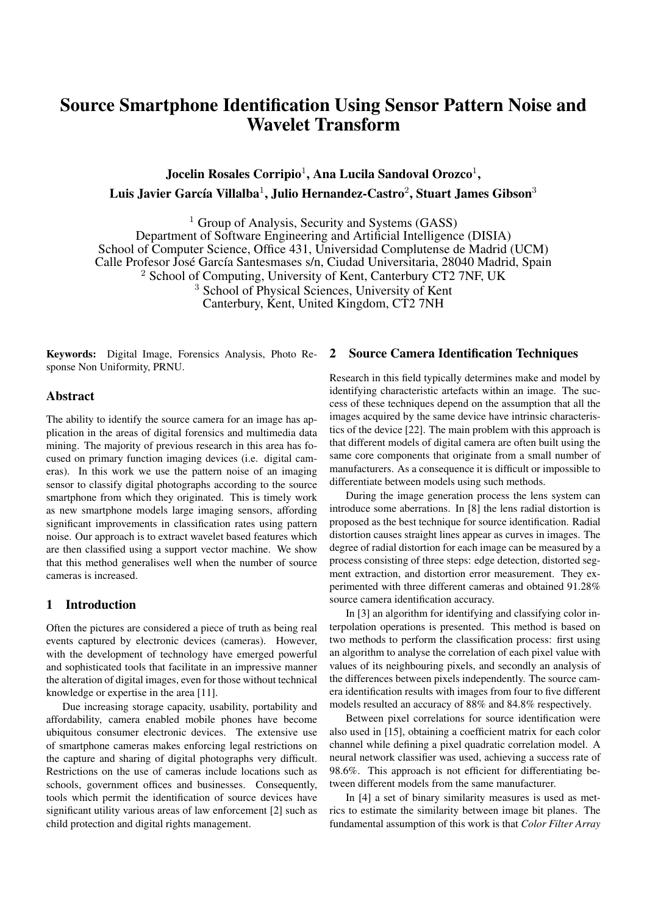# Source Smartphone Identification Using Sensor Pattern Noise and Wavelet Transform

**Jocelin Rosales Corripio[1], Ana Lucila Sandoval Orozco[1], Luis Javier García Villalba[1], Julio Hernandez-Castro[2], Stuart James Gibson[3]**

[1] Group of Analysis, Security and Systems (GASS)
Department of Software Engineering and Artificial Intelligence (DISIA)
School of Computer Science, Office 431, Universidad Complutense de Madrid (UCM)
Calle Profesor José García Santesmases s/n, Ciudad Universitaria, 28040 Madrid, Spain
[2] School of Computing, University of Kent, Canterbury CT2 7NF, UK
[3] School of Physical Sciences, University of Kent
Canterbury, Kent, United Kingdom, CT2 7NH

**Keywords:** Digital Image, Forensics Analysis, Photo Response Non Uniformity, PRNU.

## Abstract

The ability to identify the source camera for an image has application in the areas of digital forensics and multimedia data mining. The majority of previous research in this area has focused on primary function imaging devices (i.e. digital cameras). In this work we use the pattern noise of an imaging sensor to classify digital photographs according to the source smartphone from which they originated. This is timely work as new smartphone models large imaging sensors, affording significant improvements in classification rates using pattern noise. Our approach is to extract wavelet based features which are then classified using a support vector machine. We show that this method generalises well when the number of source cameras is increased.

## 1 Introduction

Often the pictures are considered a piece of truth as being real events captured by electronic devices (cameras). However, with the development of technology have emerged powerful and sophisticated tools that facilitate in an impressive manner the alteration of digital images, even for those without technical knowledge or expertise in the area [11].

Due increasing storage capacity, usability, portability and affordability, camera enabled mobile phones have become ubiquitous consumer electronic devices. The extensive use of smartphone cameras makes enforcing legal restrictions on the capture and sharing of digital photographs very difficult. Restrictions on the use of cameras include locations such as schools, government offices and businesses. Consequently, tools which permit the identification of source devices have significant utility various areas of law enforcement [2] such as child protection and digital rights management.

## 2 Source Camera Identification Techniques

Research in this field typically determines make and model by identifying characteristic artefacts within an image. The success of these techniques depend on the assumption that all the images acquired by the same device have intrinsic characteristics of the device [22]. The main problem with this approach is that different models of digital camera are often built using the same core components that originate from a small number of manufacturers. As a consequence it is difficult or impossible to differentiate between models using such methods.

During the image generation process the lens system can introduce some aberrations. In [8] the lens radial distortion is proposed as the best technique for source identification. Radial distortion causes straight lines appear as curves in images. The degree of radial distortion for each image can be measured by a process consisting of three steps: edge detection, distorted segment extraction, and distortion error measurement. They experimented with three different cameras and obtained 91.28% source camera identification accuracy.

In [3] an algorithm for identifying and classifying color interpolation operations is presented. This method is based on two methods to perform the classification process: first using an algorithm to analyse the correlation of each pixel value with values of its neighbouring pixels, and secondly an analysis of the differences between pixels independently. The source camera identification results with images from four to five different models resulted an accuracy of 88% and 84.8% respectively.

Between pixel correlations for source identification were also used in [15], obtaining a coefficient matrix for each color channel while defining a pixel quadratic correlation model. A neural network classifier was used, achieving a success rate of 98.6%. This approach is not efficient for differentiating between different models from the same manufacturer.

In [4] a set of binary similarity measures is used as metrics to estimate the similarity between image bit planes. The fundamental assumption of this work is that *Color Filter Array*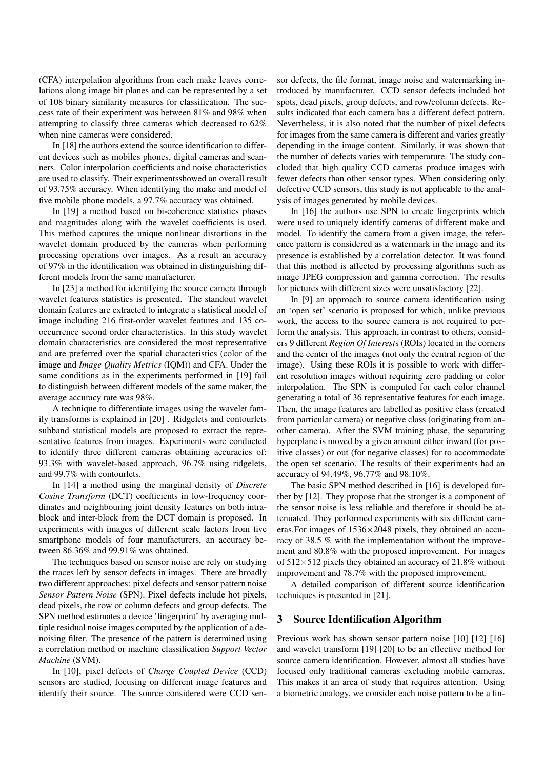(CFA) interpolation algorithms from each make leaves correlations along image bit planes and can be represented by a set of 108 binary similarity measures for classification. The success rate of their experiment was between 81% and 98% when attempting to classify three cameras which decreased to 62% when nine cameras were considered.

In [18] the authors extend the source identification to different devices such as mobiles phones, digital cameras and scanners. Color interpolation coefficients and noise characteristics are used to classify. Their experimentsshowed an overall result of 93.75% accuracy. When identifying the make and model of five mobile phone models, a 97.7% accuracy was obtained.

In [19] a method based on bi-coherence statistics phases and magnitudes along with the wavelet coefficients is used. This method captures the unique nonlinear distortions in the wavelet domain produced by the cameras when performing processing operations over images. As a result an accuracy of 97% in the identification was obtained in distinguishing different models from the same manufacturer.

In [23] a method for identifying the source camera through wavelet features statistics is presented. The standout wavelet domain features are extracted to integrate a statistical model of image including 216 first-order wavelet features and 135 co-occurrence second order characteristics. In this study wavelet domain characteristics are considered the most representative and are preferred over the spatial characteristics (color of the image and *Image Quality Metrics* (IQM)) and CFA. Under the same conditions as in the experiments performed in [19] fail to distinguish between different models of the same maker, the average accuracy rate was 98%.

A technique to differentiate images using the wavelet family transforms is explained in [20] . Ridgelets and contourlets subband statistical models are proposed to extract the representative features from images. Experiments were conducted to identify three different cameras obtaining accuracies of: 93.3% with wavelet-based approach, 96.7% using ridgelets, and 99.7% with contourlets.

In [14] a method using the marginal density of *Discrete Cosine Transform* (DCT) coefficients in low-frequency coordinates and neighbouring joint density features on both intra-block and inter-block from the DCT domain is proposed. In experiments with images of different scale factors from five smartphone models of four manufacturers, an accuracy between 86.36% and 99.91% was obtained.

The techniques based on sensor noise are rely on studying the traces left by sensor defects in images. There are broadly two different approaches: pixel defects and sensor pattern noise *Sensor Pattern Noise* (SPN). Pixel defects include hot pixels, dead pixels, the row or column defects and group defects. The SPN method estimates a device 'fingerprint' by averaging multiple residual noise images computed by the application of a denoising filter. The presence of the pattern is determined using a correlation method or machine classification *Support Vector Machine* (SVM).

In [10], pixel defects of *Charge Coupled Device* (CCD) sensors are studied, focusing on different image features and identify their source. The source considered were CCD sensor defects, the file format, image noise and watermarking introduced by manufacturer. CCD sensor defects included hot spots, dead pixels, group defects, and row/column defects. Results indicated that each camera has a different defect pattern. Nevertheless, it is also noted that the number of pixel defects for images from the same camera is different and varies greatly depending in the image content. Similarly, it was shown that the number of defects varies with temperature. The study concluded that high quality CCD cameras produce images with fewer defects than other sensor types. When considering only defective CCD sensors, this study is not applicable to the analysis of images generated by mobile devices.

In [16] the authors use SPN to create fingerprints which were used to uniquely identify cameras of different make and model. To identify the camera from a given image, the reference pattern is considered as a watermark in the image and its presence is established by a correlation detector. It was found that this method is affected by processing algorithms such as image JPEG compression and gamma correction. The results for pictures with different sizes were unsatisfactory [22].

In [9] an approach to source camera identification using an 'open set' scenario is proposed for which, unlike previous work, the access to the source camera is not required to perform the analysis. This approach, in contrast to others, considers 9 different *Region Of Interest*s (ROIs) located in the corners and the center of the images (not only the central region of the image). Using these ROIs it is possible to work with different resolution images without requiring zero padding or color interpolation. The SPN is computed for each color channel generating a total of 36 representative features for each image. Then, the image features are labelled as positive class (created from particular camera) or negative class (originating from another camera). After the SVM training phase, the separating hyperplane is moved by a given amount either inward (for positive classes) or out (for negative classes) for to accommodate the open set scenario. The results of their experiments had an accuracy of 94.49%, 96.77% and 98.10%.

The basic SPN method described in [16] is developed further by [12]. They propose that the stronger is a component of the sensor noise is less reliable and therefore it should be attenuated. They performed experiments with six different cameras.For images of $1536 \times 2048$ pixels, they obtained an accuracy of 38.5 % with the implementation without the improvement and 80.8% with the proposed improvement. For images of $512 \times 512$ pixels they obtained an accuracy of 21.8% without improvement and 78.7% with the proposed improvement.

A detailed comparison of different source identification techniques is presented in [21].

## 3 Source Identification Algorithm

Previous work has shown sensor pattern noise [10] [12] [16] and wavelet transform [19] [20] to be an effective method for source camera identification. However, almost all studies have focused only traditional cameras excluding mobile cameras. This makes it an area of study that requires attention. Using a biometric analogy, we consider each noise pattern to be a fin-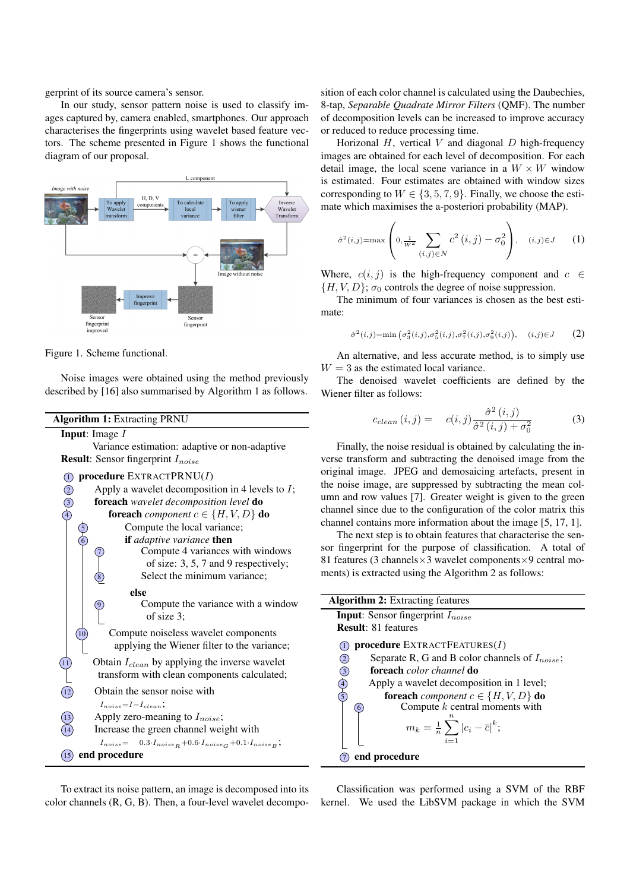gerprint of its source camera's sensor.

In our study, sensor pattern noise is used to classify images captured by, camera enabled, smartphones. Our approach characterises the fingerprints using wavelet based feature vectors. The scheme presented in Figure 1 shows the functional diagram of our proposal.

Figure 1. Scheme functional.

Noise images were obtained using the method previously described by [16] also summarised by Algorithm 1 as follows.

**Algorithm 1:** Extracting PRNU

**Input**: Image $I$
Variance estimation: adaptive or non-adaptive
**Result**: Sensor fingerprint $I_{noise}$

1. **procedure** EXTRACTPRNU($I$)
2. Apply a wavelet decomposition in 4 levels to $I$;
3. **foreach** *wavelet decomposition level* **do**
4. **foreach** *component* $c \in \{H, V, D\}$ **do**
5. Compute the local variance;
6. **if** *adaptive variance* **then**
7. Compute 4 variances with windows of size: 3, 5, 7 and 9 respectively;
8. Select the minimum variance;
   **else**
9. Compute the variance with a window of size 3;
10. Compute noiseless wavelet components applying the Wiener filter to the variance;
11. Obtain $I_{clean}$ by applying the inverse wavelet transform with clean components calculated;
12. Obtain the sensor noise with $I_{noise}{=}I{-}I_{clean}$;
13. Apply zero-meaning to $I_{noise}$;
14. Increase the green channel weight with $I_{noise}= \quad 0.3{\cdot}I_{noise_R}{+}0.6{\cdot}I_{noise_G}{+}0.1{\cdot}I_{noise_B}$;
15. **end procedure**

To extract its noise pattern, an image is decomposed into its color channels (R, G, B). Then, a four-level wavelet decomposition of each color channel is calculated using the Daubechies, 8-tap, *Separable Quadrate Mirror Filters* (QMF). The number of decomposition levels can be increased to improve accuracy or reduced to reduce processing time.

Horizonal $H$, vertical $V$ and diagonal $D$ high-frequency images are obtained for each level of decomposition. For each detail image, the local scene variance in a $W \times W$ window is estimated. Four estimates are obtained with window sizes corresponding to $W \in \{3, 5, 7, 9\}$. Finally, we choose the estimate which maximises the a-posteriori probability (MAP).

$$\hat{\sigma}^2(i,j)=\max\left(0,\frac{1}{W^2}\sum_{(i,j)\in N}c^2\left(i,j\right)-\sigma_0^2\right),\quad (i,j)\in J \tag{1}$$

Where, $c(i, j)$ is the high-frequency component and $c \in \{H, V, D\}$; $\sigma_0$ controls the degree of noise suppression.

The minimum of four variances is chosen as the best estimate:

$$\hat{\sigma}^2(i,j)=\min\left(\sigma_3^2(i,j),\sigma_5^2(i,j),\sigma_7^2(i,j),\sigma_9^2(i,j)\right),\quad (i,j)\in J \tag{2}$$

An alternative, and less accurate method, is to simply use $W = 3$ as the estimated local variance.

The denoised wavelet coefficients are defined by the Wiener filter as follows:

$$c_{clean}\left(i,j\right)= \quad c(i,j)\frac{\hat{\sigma}^2\left(i,j\right)}{\hat{\sigma}^2\left(i,j\right)+\sigma_0^2} \tag{3}$$

Finally, the noise residual is obtained by calculating the inverse transform and subtracting the denoised image from the original image. JPEG and demosaicing artefacts, present in the noise image, are suppressed by subtracting the mean column and row values [7]. Greater weight is given to the green channel since due to the configuration of the color matrix this channel contains more information about the image [5, 17, 1].

The next step is to obtain features that characterise the sensor fingerprint for the purpose of classification. A total of 81 features (3 channels×3 wavelet components×9 central moments) is extracted using the Algorithm 2 as follows:

**Algorithm 2:** Extracting features

**Input**: Sensor fingerprint $I_{noise}$
**Result**: 81 features

1. **procedure** EXTRACTFEATURES($I$)
2. Separate R, G and B color channels of $I_{noise}$;
3. **foreach** *color channel* **do**
4. Apply a wavelet decomposition in 1 level;
5. **foreach** *component* $c \in \{H, V, D\}$ **do**
6. Compute $k$ central moments with $m_k = \frac{1}{n}\sum_{i=1}^{n}|c_i - \overline{c}|^k$;
7. **end procedure**

Classification was performed using a SVM of the RBF kernel. We used the LibSVM package in which the SVM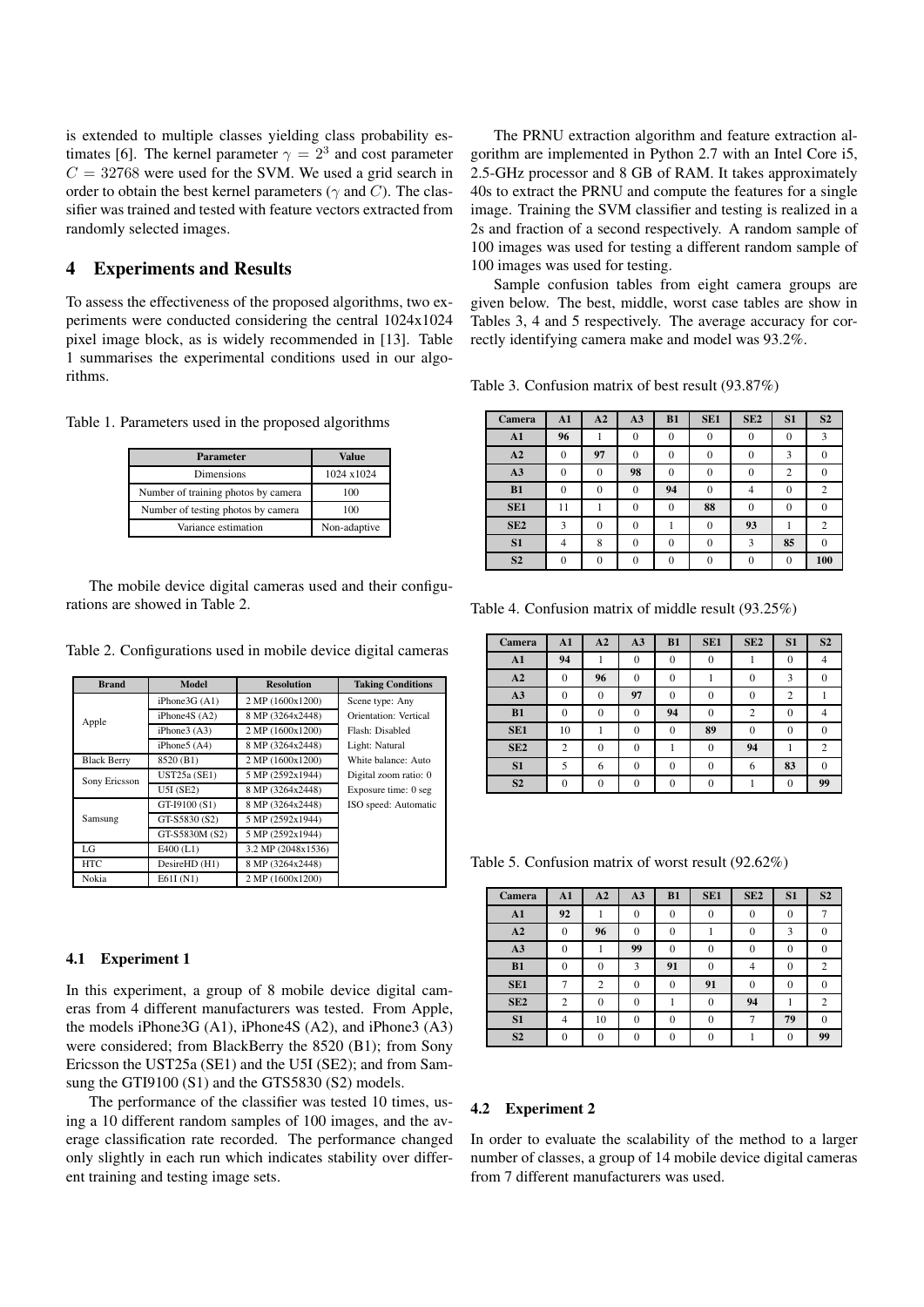is extended to multiple classes yielding class probability estimates [6]. The kernel parameter $\gamma = 2^3$ and cost parameter $C = 32768$ were used for the SVM. We used a grid search in order to obtain the best kernel parameters ($\gamma$ and $C$). The classifier was trained and tested with feature vectors extracted from randomly selected images.

## 4 Experiments and Results

To assess the effectiveness of the proposed algorithms, two experiments were conducted considering the central 1024x1024 pixel image block, as is widely recommended in [13]. Table 1 summarises the experimental conditions used in our algorithms.

Table 1. Parameters used in the proposed algorithms

| Parameter | Value |
|---|---|
| Dimensions | 1024 x1024 |
| Number of training photos by camera | 100 |
| Number of testing photos by camera | 100 |
| Variance estimation | Non-adaptive |

The mobile device digital cameras used and their configurations are showed in Table 2.

Table 2. Configurations used in mobile device digital cameras

| Brand | Model | Resolution | Taking Conditions |
|---|---|---|---|
| Apple | iPhone3G (A1) | 2 MP (1600x1200) | Scene type: Any |
| | iPhone4S (A2) | 8 MP (3264x2448) | Orientation: Vertical |
| | iPhone3 (A3) | 2 MP (1600x1200) | Flash: Disabled |
| | iPhone5 (A4) | 8 MP (3264x2448) | Light: Natural |
| Black Berry | 8520 (B1) | 2 MP (1600x1200) | White balance: Auto |
| Sony Ericsson | UST25a (SE1) | 5 MP (2592x1944) | Digital zoom ratio: 0 |
| | U5I (SE2) | 8 MP (3264x2448) | Exposure time: 0 seg |
| Samsung | GT-I9100 (S1) | 8 MP (3264x2448) | ISO speed: Automatic |
| | GT-S5830 (S2) | 5 MP (2592x1944) | |
| | GT-S5830M (S2) | 5 MP (2592x1944) | |
| LG | E400 (L1) | 3.2 MP (2048x1536) | |
| HTC | DesireHD (H1) | 8 MP (3264x2448) | |
| Nokia | E61I (N1) | 2 MP (1600x1200) | |

### 4.1 Experiment 1

In this experiment, a group of 8 mobile device digital cameras from 4 different manufacturers was tested. From Apple, the models iPhone3G (A1), iPhone4S (A2), and iPhone3 (A3) were considered; from BlackBerry the 8520 (B1); from Sony Ericsson the UST25a (SE1) and the U5I (SE2); and from Samsung the GTI9100 (S1) and the GTS5830 (S2) models.

The performance of the classifier was tested 10 times, using a 10 different random samples of 100 images, and the average classification rate recorded. The performance changed only slightly in each run which indicates stability over different training and testing image sets.

The PRNU extraction algorithm and feature extraction algorithm are implemented in Python 2.7 with an Intel Core i5, 2.5-GHz processor and 8 GB of RAM. It takes approximately 40s to extract the PRNU and compute the features for a single image. Training the SVM classifier and testing is realized in a 2s and fraction of a second respectively. A random sample of 100 images was used for testing a different random sample of 100 images was used for testing.

Sample confusion tables from eight camera groups are given below. The best, middle, worst case tables are show in Tables 3, 4 and 5 respectively. The average accuracy for correctly identifying camera make and model was 93.2%.

Table 3. Confusion matrix of best result (93.87%)

| Camera | A1 | A2 | A3 | B1 | SE1 | SE2 | S1 | S2 |
|---|---|---|---|---|---|---|---|---|
| **A1** | **96** | 1 | 0 | 0 | 0 | 0 | 0 | 3 |
| **A2** | 0 | **97** | 0 | 0 | 0 | 0 | 3 | 0 |
| **A3** | 0 | 0 | **98** | 0 | 0 | 0 | 2 | 0 |
| **B1** | 0 | 0 | 0 | **94** | 0 | 4 | 0 | 2 |
| **SE1** | 11 | 1 | 0 | 0 | **88** | 0 | 0 | 0 |
| **SE2** | 3 | 0 | 0 | 1 | 0 | **93** | 1 | 2 |
| **S1** | 4 | 8 | 0 | 0 | 0 | 3 | **85** | 0 |
| **S2** | 0 | 0 | 0 | 0 | 0 | 0 | 0 | **100** |

Table 4. Confusion matrix of middle result (93.25%)

| Camera | A1 | A2 | A3 | B1 | SE1 | SE2 | S1 | S2 |
|---|---|---|---|---|---|---|---|---|
| **A1** | **94** | 1 | 0 | 0 | 0 | 1 | 0 | 4 |
| **A2** | 0 | **96** | 0 | 0 | 1 | 0 | 3 | 0 |
| **A3** | 0 | 0 | **97** | 0 | 0 | 0 | 2 | 1 |
| **B1** | 0 | 0 | 0 | **94** | 0 | 2 | 0 | 4 |
| **SE1** | 10 | 1 | 0 | 0 | **89** | 0 | 0 | 0 |
| **SE2** | 2 | 0 | 0 | 1 | 0 | **94** | 1 | 2 |
| **S1** | 5 | 6 | 0 | 0 | 0 | 6 | **83** | 0 |
| **S2** | 0 | 0 | 0 | 0 | 0 | 1 | 0 | **99** |

Table 5. Confusion matrix of worst result (92.62%)

| Camera | A1 | A2 | A3 | B1 | SE1 | SE2 | S1 | S2 |
|---|---|---|---|---|---|---|---|---|
| **A1** | **92** | 1 | 0 | 0 | 0 | 0 | 0 | 7 |
| **A2** | 0 | **96** | 0 | 0 | 1 | 0 | 3 | 0 |
| **A3** | 0 | 1 | **99** | 0 | 0 | 0 | 0 | 0 |
| **B1** | 0 | 0 | 3 | **91** | 0 | 4 | 0 | 2 |
| **SE1** | 7 | 2 | 0 | 0 | **91** | 0 | 0 | 0 |
| **SE2** | 2 | 0 | 0 | 1 | 0 | **94** | 1 | 2 |
| **S1** | 4 | 10 | 0 | 0 | 0 | 7 | **79** | 0 |
| **S2** | 0 | 0 | 0 | 0 | 0 | 1 | 0 | **99** |

### 4.2 Experiment 2

In order to evaluate the scalability of the method to a larger number of classes, a group of 14 mobile device digital cameras from 7 different manufacturers was used.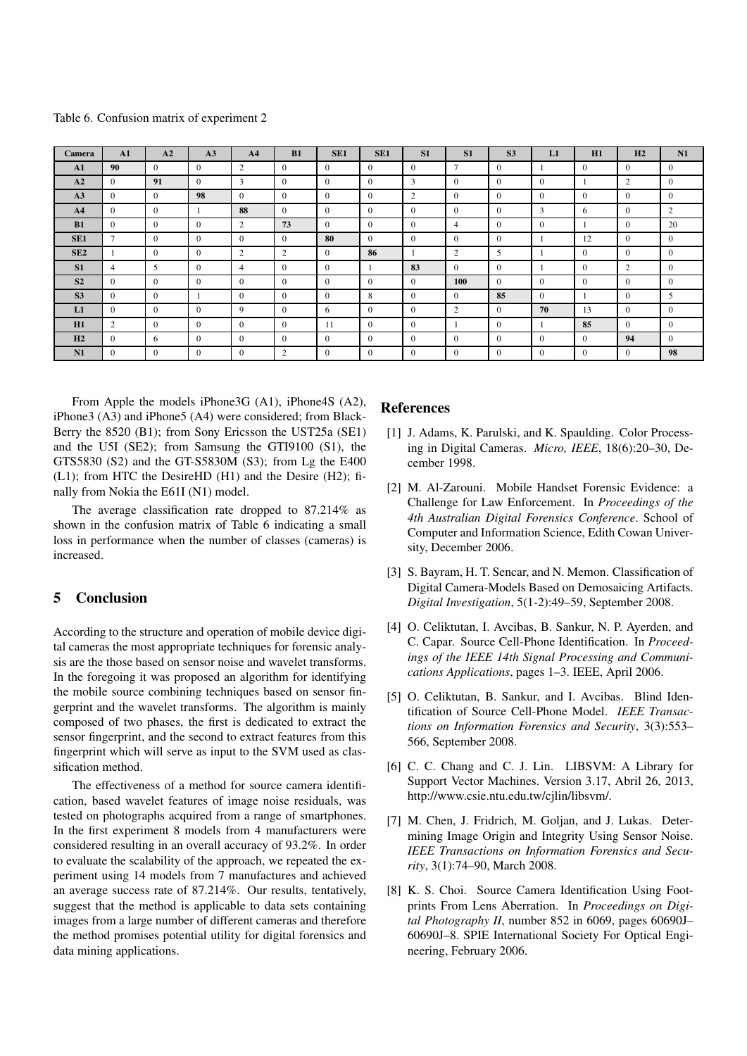Table 6. Confusion matrix of experiment 2

| Camera | A1 | A2 | A3 | A4 | B1 | SE1 | SE1 | S1 | S1 | S3 | L1 | H1 | H2 | N1 |
|---|---|---|---|---|---|---|---|---|---|---|---|---|---|---|
| **A1** | **90** | 0 | 0 | 2 | 0 | 0 | 0 | 0 | 7 | 0 | 1 | 0 | 0 | 0 |
| **A2** | 0 | **91** | 0 | 3 | 0 | 0 | 0 | 3 | 0 | 0 | 0 | 1 | 2 | 0 |
| **A3** | 0 | 0 | **98** | 0 | 0 | 0 | 0 | 2 | 0 | 0 | 0 | 0 | 0 | 0 |
| **A4** | 0 | 0 | 1 | **88** | 0 | 0 | 0 | 0 | 0 | 0 | 3 | 6 | 0 | 2 |
| **B1** | 0 | 0 | 0 | 2 | **73** | 0 | 0 | 0 | 4 | 0 | 0 | 1 | 0 | 20 |
| **SE1** | 7 | 0 | 0 | 0 | 0 | **80** | 0 | 0 | 0 | 0 | 1 | 12 | 0 | 0 |
| **SE2** | 1 | 0 | 0 | 2 | 2 | 0 | **86** | 1 | 2 | 5 | 1 | 0 | 0 | 0 |
| **S1** | 4 | 5 | 0 | 4 | 0 | 0 | 1 | **83** | 0 | 0 | 1 | 0 | 2 | 0 |
| **S2** | 0 | 0 | 0 | 0 | 0 | 0 | 0 | 0 | **100** | 0 | 0 | 0 | 0 | 0 |
| **S3** | 0 | 0 | 1 | 0 | 0 | 0 | 8 | 0 | 0 | **85** | 0 | 1 | 0 | 5 |
| **L1** | 0 | 0 | 0 | 9 | 0 | 6 | 0 | 0 | 2 | 0 | **70** | 13 | 0 | 0 |
| **H1** | 2 | 0 | 0 | 0 | 0 | 11 | 0 | 0 | 1 | 0 | 1 | **85** | 0 | 0 |
| **H2** | 0 | 6 | 0 | 0 | 0 | 0 | 0 | 0 | 0 | 0 | 0 | 0 | **94** | 0 |
| **N1** | 0 | 0 | 0 | 0 | 2 | 0 | 0 | 0 | 0 | 0 | 0 | 0 | 0 | **98** |

From Apple the models iPhone3G (A1), iPhone4S (A2), iPhone3 (A3) and iPhone5 (A4) were considered; from BlackBerry the 8520 (B1); from Sony Ericsson the UST25a (SE1) and the U5I (SE2); from Samsung the GTI9100 (S1), the GTS5830 (S2) and the GT-S5830M (S3); from Lg the E400 (L1); from HTC the DesireHD (H1) and the Desire (H2); finally from Nokia the E61I (N1) model.

The average classification rate dropped to 87.214% as shown in the confusion matrix of Table 6 indicating a small loss in performance when the number of classes (cameras) is increased.

## 5 Conclusion

According to the structure and operation of mobile device digital cameras the most appropriate techniques for forensic analysis are the those based on sensor noise and wavelet transforms. In the foregoing it was proposed an algorithm for identifying the mobile source combining techniques based on sensor fingerprint and the wavelet transforms. The algorithm is mainly composed of two phases, the first is dedicated to extract the sensor fingerprint, and the second to extract features from this fingerprint which will serve as input to the SVM used as classification method.

The effectiveness of a method for source camera identification, based wavelet features of image noise residuals, was tested on photographs acquired from a range of smartphones. In the first experiment 8 models from 4 manufacturers were considered resulting in an overall accuracy of 93.2%. In order to evaluate the scalability of the approach, we repeated the experiment using 14 models from 7 manufactures and achieved an average success rate of 87.214%. Our results, tentatively, suggest that the method is applicable to data sets containing images from a large number of different cameras and therefore the method promises potential utility for digital forensics and data mining applications.

## References

[1] J. Adams, K. Parulski, and K. Spaulding. Color Processing in Digital Cameras. *Micro, IEEE*, 18(6):20–30, December 1998.

[2] M. Al-Zarouni. Mobile Handset Forensic Evidence: a Challenge for Law Enforcement. In *Proceedings of the 4th Australian Digital Forensics Conference*. School of Computer and Information Science, Edith Cowan University, December 2006.

[3] S. Bayram, H. T. Sencar, and N. Memon. Classification of Digital Camera-Models Based on Demosaicing Artifacts. *Digital Investigation*, 5(1-2):49–59, September 2008.

[4] O. Celiktutan, I. Avcibas, B. Sankur, N. P. Ayerden, and C. Capar. Source Cell-Phone Identification. In *Proceedings of the IEEE 14th Signal Processing and Communications Applications*, pages 1–3. IEEE, April 2006.

[5] O. Celiktutan, B. Sankur, and I. Avcibas. Blind Identification of Source Cell-Phone Model. *IEEE Transactions on Information Forensics and Security*, 3(3):553–566, September 2008.

[6] C. C. Chang and C. J. Lin. LIBSVM: A Library for Support Vector Machines. Version 3.17, Abril 26, 2013, http://www.csie.ntu.edu.tw/cjlin/libsvm/.

[7] M. Chen, J. Fridrich, M. Goljan, and J. Lukas. Determining Image Origin and Integrity Using Sensor Noise. *IEEE Transactions on Information Forensics and Security*, 3(1):74–90, March 2008.

[8] K. S. Choi. Source Camera Identification Using Footprints From Lens Aberration. In *Proceedings on Digital Photography II*, number 852 in 6069, pages 60690J–60690J–8. SPIE International Society For Optical Engineering, February 2006.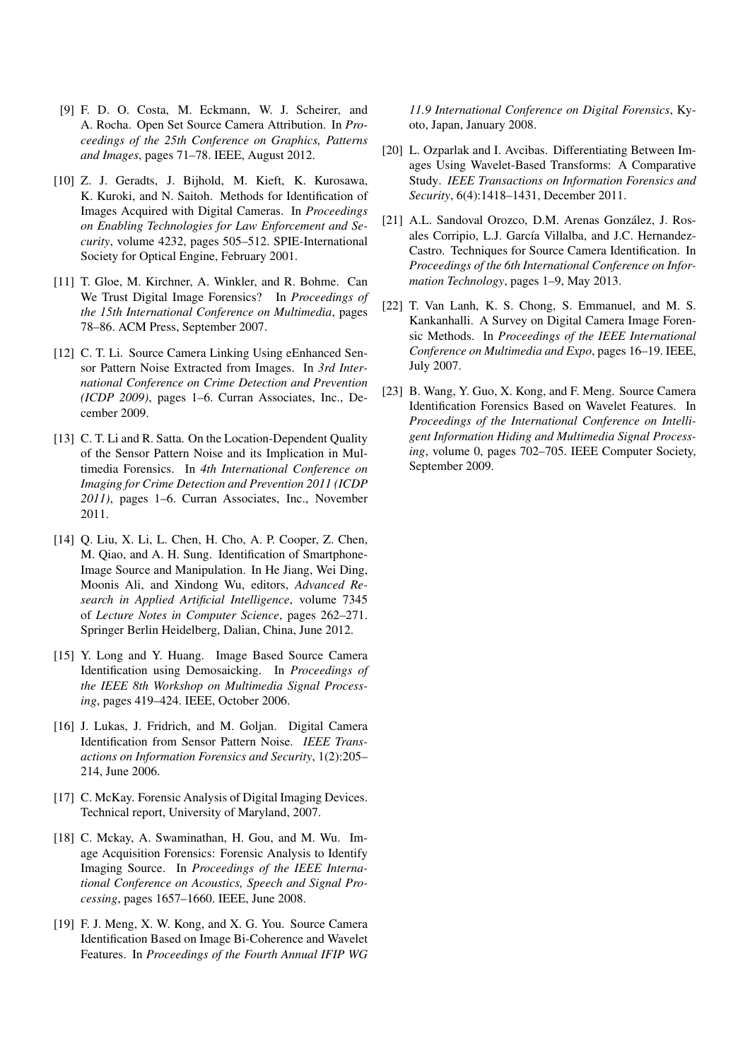[9] F. D. O. Costa, M. Eckmann, W. J. Scheirer, and A. Rocha. Open Set Source Camera Attribution. In *Proceedings of the 25th Conference on Graphics, Patterns and Images*, pages 71–78. IEEE, August 2012.

[10] Z. J. Geradts, J. Bijhold, M. Kieft, K. Kurosawa, K. Kuroki, and N. Saitoh. Methods for Identification of Images Acquired with Digital Cameras. In *Proceedings on Enabling Technologies for Law Enforcement and Security*, volume 4232, pages 505–512. SPIE-International Society for Optical Engine, February 2001.

[11] T. Gloe, M. Kirchner, A. Winkler, and R. Bohme. Can We Trust Digital Image Forensics? In *Proceedings of the 15th International Conference on Multimedia*, pages 78–86. ACM Press, September 2007.

[12] C. T. Li. Source Camera Linking Using eEnhanced Sensor Pattern Noise Extracted from Images. In *3rd International Conference on Crime Detection and Prevention (ICDP 2009)*, pages 1–6. Curran Associates, Inc., December 2009.

[13] C. T. Li and R. Satta. On the Location-Dependent Quality of the Sensor Pattern Noise and its Implication in Multimedia Forensics. In *4th International Conference on Imaging for Crime Detection and Prevention 2011 (ICDP 2011)*, pages 1–6. Curran Associates, Inc., November 2011.

[14] Q. Liu, X. Li, L. Chen, H. Cho, A. P. Cooper, Z. Chen, M. Qiao, and A. H. Sung. Identification of Smartphone-Image Source and Manipulation. In He Jiang, Wei Ding, Moonis Ali, and Xindong Wu, editors, *Advanced Research in Applied Artificial Intelligence*, volume 7345 of *Lecture Notes in Computer Science*, pages 262–271. Springer Berlin Heidelberg, Dalian, China, June 2012.

[15] Y. Long and Y. Huang. Image Based Source Camera Identification using Demosaicking. In *Proceedings of the IEEE 8th Workshop on Multimedia Signal Processing*, pages 419–424. IEEE, October 2006.

[16] J. Lukas, J. Fridrich, and M. Goljan. Digital Camera Identification from Sensor Pattern Noise. *IEEE Transactions on Information Forensics and Security*, 1(2):205–214, June 2006.

[17] C. McKay. Forensic Analysis of Digital Imaging Devices. Technical report, University of Maryland, 2007.

[18] C. Mckay, A. Swaminathan, H. Gou, and M. Wu. Image Acquisition Forensics: Forensic Analysis to Identify Imaging Source. In *Proceedings of the IEEE International Conference on Acoustics, Speech and Signal Processing*, pages 1657–1660. IEEE, June 2008.

[19] F. J. Meng, X. W. Kong, and X. G. You. Source Camera Identification Based on Image Bi-Coherence and Wavelet Features. In *Proceedings of the Fourth Annual IFIP WG 11.9 International Conference on Digital Forensics*, Kyoto, Japan, January 2008.

[20] L. Ozparlak and I. Avcibas. Differentiating Between Images Using Wavelet-Based Transforms: A Comparative Study. *IEEE Transactions on Information Forensics and Security*, 6(4):1418–1431, December 2011.

[21] A.L. Sandoval Orozco, D.M. Arenas González, J. Rosales Corripio, L.J. García Villalba, and J.C. Hernandez-Castro. Techniques for Source Camera Identification. In *Proceedings of the 6th International Conference on Information Technology*, pages 1–9, May 2013.

[22] T. Van Lanh, K. S. Chong, S. Emmanuel, and M. S. Kankanhalli. A Survey on Digital Camera Image Forensic Methods. In *Proceedings of the IEEE International Conference on Multimedia and Expo*, pages 16–19. IEEE, July 2007.

[23] B. Wang, Y. Guo, X. Kong, and F. Meng. Source Camera Identification Forensics Based on Wavelet Features. In *Proceedings of the International Conference on Intelligent Information Hiding and Multimedia Signal Processing*, volume 0, pages 702–705. IEEE Computer Society, September 2009.